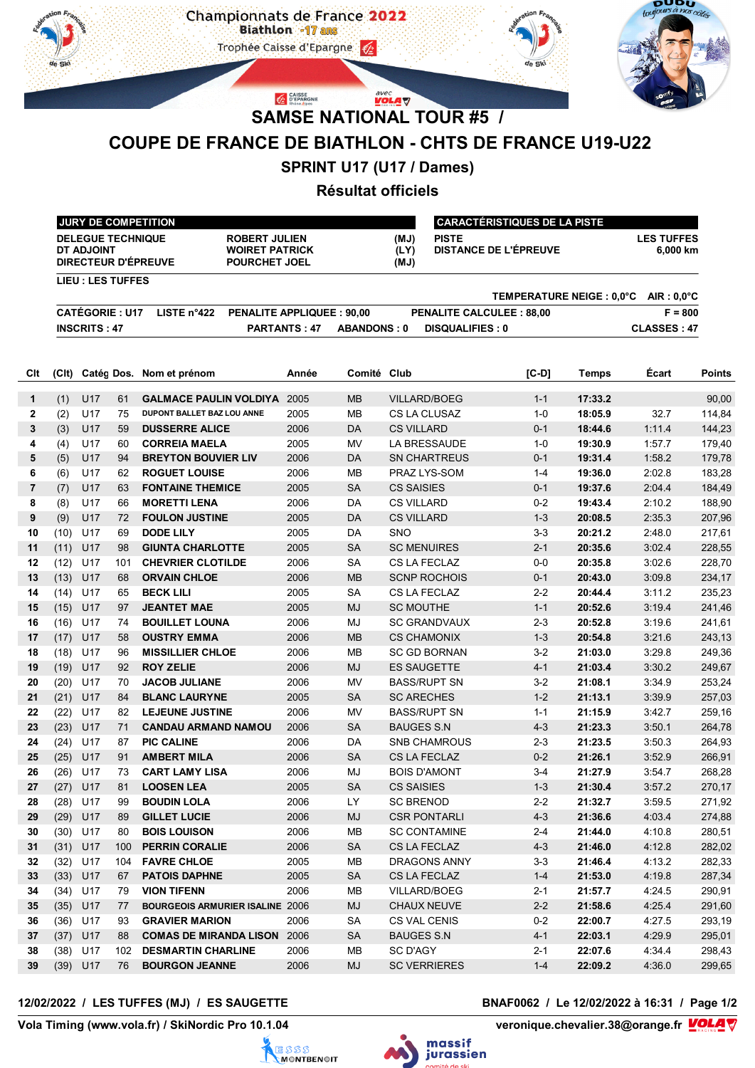Championnats de France 2022
Biathlon -17 ans
Trophée Caisse d'Epargne

# SAMSE NATIONAL TOUR #5 /

# COUPE DE FRANCE DE BIATHLON - CHTS DE FRANCE U19-U22

## SPRINT U17 (U17 / Dames)

## Résultat officiels

| JURY DE COMPETITION | | |
|---|---|---|
| DELEGUE TECHNIQUE | ROBERT JULIEN | (MJ) |
| DT ADJOINT | WOIRET PATRICK | (LY) |
| DIRECTEUR D'ÉPREUVE | POURCHET JOEL | (MJ) |

| CARACTÉRISTIQUES DE LA PISTE | |
|---|---|
| PISTE | LES TUFFES |
| DISTANCE DE L'ÉPREUVE | 6,000 km |

LIEU : LES TUFFES

TEMPERATURE NEIGE : 0,0°C   AIR : 0,0°C

CATÉGORIE : U17   LISTE n°422   PENALITE APPLIQUEE : 90,00   PENALITE CALCULEE : 88,00   F = 800

INSCRITS : 47   PARTANTS : 47   ABANDONS : 0   DISQUALIFIES : 0   CLASSES : 47

| Clt | (Clt) | Catég | Dos. | Nom et prénom | Année | Comité | Club | [C-D] | Temps | Écart | Points |
|---|---|---|---|---|---|---|---|---|---|---|---|
| 1 | (1) | U17 | 61 | GALMACE PAULIN VOLDIYA | 2005 | MB | VILLARD/BOEG | 1-1 | 17:33.2 | | 90,00 |
| 2 | (2) | U17 | 75 | DUPONT BALLET BAZ LOU ANNE | 2005 | MB | CS LA CLUSAZ | 1-0 | 18:05.9 | 32.7 | 114,84 |
| 3 | (3) | U17 | 59 | DUSSERRE ALICE | 2006 | DA | CS VILLARD | 0-1 | 18:44.6 | 1:11.4 | 144,23 |
| 4 | (4) | U17 | 60 | CORREIA MAELA | 2005 | MV | LA BRESSAUDE | 1-0 | 19:30.9 | 1:57.7 | 179,40 |
| 5 | (5) | U17 | 94 | BREYTON BOUVIER LIV | 2006 | DA | SN CHARTREUS | 0-1 | 19:31.4 | 1:58.2 | 179,78 |
| 6 | (6) | U17 | 62 | ROGUET LOUISE | 2006 | MB | PRAZ LYS-SOM | 1-4 | 19:36.0 | 2:02.8 | 183,28 |
| 7 | (7) | U17 | 63 | FONTAINE THEMICE | 2005 | SA | CS SAISIES | 0-1 | 19:37.6 | 2:04.4 | 184,49 |
| 8 | (8) | U17 | 66 | MORETTI LENA | 2006 | DA | CS VILLARD | 0-2 | 19:43.4 | 2:10.2 | 188,90 |
| 9 | (9) | U17 | 72 | FOULON JUSTINE | 2005 | DA | CS VILLARD | 1-3 | 20:08.5 | 2:35.3 | 207,96 |
| 10 | (10) | U17 | 69 | DODE LILY | 2005 | DA | SNO | 3-3 | 20:21.2 | 2:48.0 | 217,61 |
| 11 | (11) | U17 | 98 | GIUNTA CHARLOTTE | 2005 | SA | SC MENUIRES | 2-1 | 20:35.6 | 3:02.4 | 228,55 |
| 12 | (12) | U17 | 101 | CHEVRIER CLOTILDE | 2006 | SA | CS LA FECLAZ | 0-0 | 20:35.8 | 3:02.6 | 228,70 |
| 13 | (13) | U17 | 68 | ORVAIN CHLOE | 2006 | MB | SCNP ROCHOIS | 0-1 | 20:43.0 | 3:09.8 | 234,17 |
| 14 | (14) | U17 | 65 | BECK LILI | 2005 | SA | CS LA FECLAZ | 2-2 | 20:44.4 | 3:11.2 | 235,23 |
| 15 | (15) | U17 | 97 | JEANTET MAE | 2005 | MJ | SC MOUTHE | 1-1 | 20:52.6 | 3:19.4 | 241,46 |
| 16 | (16) | U17 | 74 | BOUILLET LOUNA | 2006 | MJ | SC GRANDVAUX | 2-3 | 20:52.8 | 3:19.6 | 241,61 |
| 17 | (17) | U17 | 58 | OUSTRY EMMA | 2006 | MB | CS CHAMONIX | 1-3 | 20:54.8 | 3:21.6 | 243,13 |
| 18 | (18) | U17 | 96 | MISSILLIER CHLOE | 2006 | MB | SC GD BORNAN | 3-2 | 21:03.0 | 3:29.8 | 249,36 |
| 19 | (19) | U17 | 92 | ROY ZELIE | 2006 | MJ | ES SAUGETTE | 4-1 | 21:03.4 | 3:30.2 | 249,67 |
| 20 | (20) | U17 | 70 | JACOB JULIANE | 2006 | MV | BASS/RUPT SN | 3-2 | 21:08.1 | 3:34.9 | 253,24 |
| 21 | (21) | U17 | 84 | BLANC LAURYNE | 2005 | SA | SC ARECHES | 1-2 | 21:13.1 | 3:39.9 | 257,03 |
| 22 | (22) | U17 | 82 | LEJEUNE JUSTINE | 2006 | MV | BASS/RUPT SN | 1-1 | 21:15.9 | 3:42.7 | 259,16 |
| 23 | (23) | U17 | 71 | CANDAU ARMAND NAMOU | 2006 | SA | BAUGES S.N | 4-3 | 21:23.3 | 3:50.1 | 264,78 |
| 24 | (24) | U17 | 87 | PIC CALINE | 2006 | DA | SNB CHAMROUS | 2-3 | 21:23.5 | 3:50.3 | 264,93 |
| 25 | (25) | U17 | 91 | AMBERT MILA | 2006 | SA | CS LA FECLAZ | 0-2 | 21:26.1 | 3:52.9 | 266,91 |
| 26 | (26) | U17 | 73 | CART LAMY LISA | 2006 | MJ | BOIS D'AMONT | 3-4 | 21:27.9 | 3:54.7 | 268,28 |
| 27 | (27) | U17 | 81 | LOOSEN LEA | 2005 | SA | CS SAISIES | 1-3 | 21:30.4 | 3:57.2 | 270,17 |
| 28 | (28) | U17 | 99 | BOUDIN LOLA | 2006 | LY | SC BRENOD | 2-2 | 21:32.7 | 3:59.5 | 271,92 |
| 29 | (29) | U17 | 89 | GILLET LUCIE | 2006 | MJ | CSR PONTARLI | 4-3 | 21:36.6 | 4:03.4 | 274,88 |
| 30 | (30) | U17 | 80 | BOIS LOUISON | 2006 | MB | SC CONTAMINE | 2-4 | 21:44.0 | 4:10.8 | 280,51 |
| 31 | (31) | U17 | 100 | PERRIN CORALIE | 2006 | SA | CS LA FECLAZ | 4-3 | 21:46.0 | 4:12.8 | 282,02 |
| 32 | (32) | U17 | 104 | FAVRE CHLOE | 2005 | MB | DRAGONS ANNY | 3-3 | 21:46.4 | 4:13.2 | 282,33 |
| 33 | (33) | U17 | 67 | PATOIS DAPHNE | 2005 | SA | CS LA FECLAZ | 1-4 | 21:53.0 | 4:19.8 | 287,34 |
| 34 | (34) | U17 | 79 | VION TIFENN | 2006 | MB | VILLARD/BOEG | 2-1 | 21:57.7 | 4:24.5 | 290,91 |
| 35 | (35) | U17 | 77 | BOURGEOIS ARMURIER ISALINE | 2006 | MJ | CHAUX NEUVE | 2-2 | 21:58.6 | 4:25.4 | 291,60 |
| 36 | (36) | U17 | 93 | GRAVIER MARION | 2006 | SA | CS VAL CENIS | 0-2 | 22:00.7 | 4:27.5 | 293,19 |
| 37 | (37) | U17 | 88 | COMAS DE MIRANDA LISON | 2006 | SA | BAUGES S.N | 4-1 | 22:03.1 | 4:29.9 | 295,01 |
| 38 | (38) | U17 | 102 | DESMARTIN CHARLINE | 2006 | MB | SC D'AGY | 2-1 | 22:07.6 | 4:34.4 | 298,43 |
| 39 | (39) | U17 | 76 | BOURGON JEANNE | 2006 | MJ | SC VERRIERES | 1-4 | 22:09.2 | 4:36.0 | 299,65 |

12/02/2022 / LES TUFFES (MJ) / ES SAUGETTE   BNAF0062 / Le 12/02/2022 à 16:31

Vola Timing (www.vola.fr) / SkiNordic Pro 10.1.04   veronique.chevalier.38@orange.fr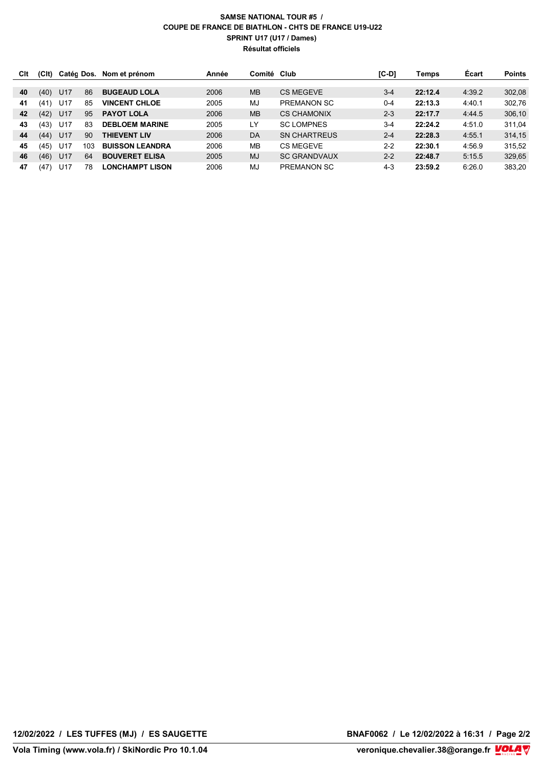**SAMSE NATIONAL TOUR #5 /**
**COUPE DE FRANCE DE BIATHLON - CHTS DE FRANCE U19-U22**
**SPRINT U17 (U17 / Dames)**
**Résultat officiels**

| Clt | (Clt) | Catég | Dos. | Nom et prénom | Année | Comité | Club | [C-D] | Temps | Écart | Points |
|---|---|---|---|---|---|---|---|---|---|---|---|
| 40 | (40) | U17 | 86 | **BUGEAUD LOLA** | 2006 | MB | CS MEGEVE | 3-4 | **22:12.4** | 4:39.2 | 302,08 |
| 41 | (41) | U17 | 85 | **VINCENT CHLOE** | 2005 | MJ | PREMANON SC | 0-4 | **22:13.3** | 4:40.1 | 302,76 |
| 42 | (42) | U17 | 95 | **PAYOT LOLA** | 2006 | MB | CS CHAMONIX | 2-3 | **22:17.7** | 4:44.5 | 306,10 |
| 43 | (43) | U17 | 83 | **DEBLOEM MARINE** | 2005 | LY | SC LOMPNES | 3-4 | **22:24.2** | 4:51.0 | 311,04 |
| 44 | (44) | U17 | 90 | **THIEVENT LIV** | 2006 | DA | SN CHARTREUS | 2-4 | **22:28.3** | 4:55.1 | 314,15 |
| 45 | (45) | U17 | 103 | **BUISSON LEANDRA** | 2006 | MB | CS MEGEVE | 2-2 | **22:30.1** | 4:56.9 | 315,52 |
| 46 | (46) | U17 | 64 | **BOUVERET ELISA** | 2005 | MJ | SC GRANDVAUX | 2-2 | **22:48.7** | 5:15.5 | 329,65 |
| 47 | (47) | U17 | 78 | **LONCHAMPT LISON** | 2006 | MJ | PREMANON SC | 4-3 | **23:59.2** | 6:26.0 | 383,20 |

**12/02/2022 / LES TUFFES (MJ) / ES SAUGETTE**

**BNAF0062 / Le 12/02/2022 à 16:31**

**Vola Timing (www.vola.fr) / SkiNordic Pro 10.1.04**

**veronique.chevalier.38@orange.fr**